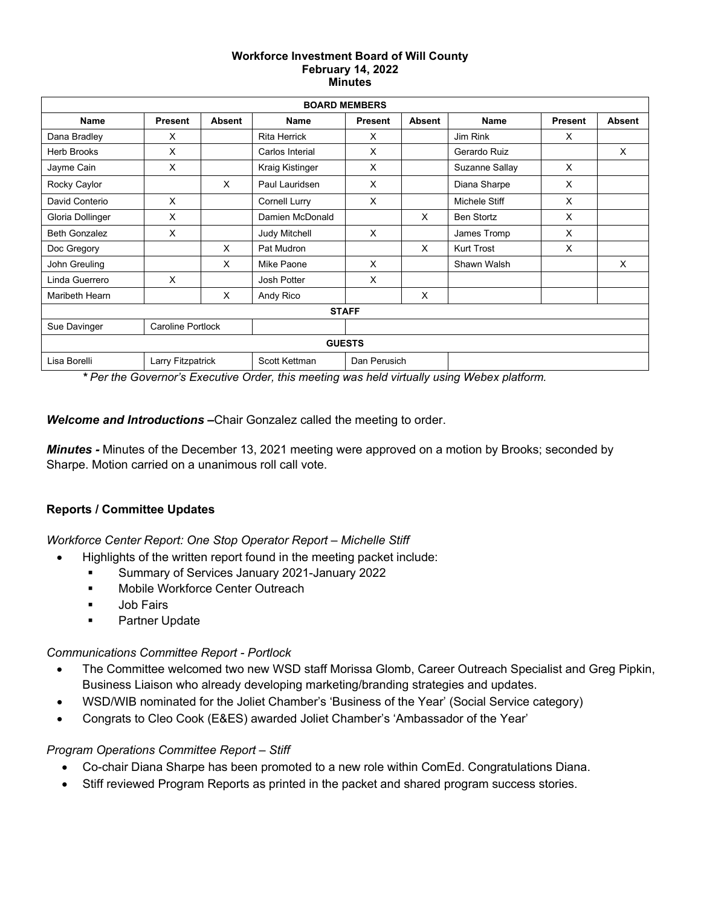**Workforce Investment Board of Will County**
**February 14, 2022**
**Minutes**

| BOARD MEMBERS | | | | | | | | |
|---|---|---|---|---|---|---|---|---|
| **Name** | **Present** | **Absent** | **Name** | **Present** | **Absent** | **Name** | **Present** | **Absent** |
| Dana Bradley | X | | Rita Herrick | X | | Jim Rink | X | |
| Herb Brooks | X | | Carlos Interial | X | | Gerardo Ruiz | | X |
| Jayme Cain | X | | Kraig Kistinger | X | | Suzanne Sallay | X | |
| Rocky Caylor | | X | Paul Lauridsen | X | | Diana Sharpe | X | |
| David Conterio | X | | Cornell Lurry | X | | Michele Stiff | X | |
| Gloria Dollinger | X | | Damien McDonald | | X | Ben Stortz | X | |
| Beth Gonzalez | X | | Judy Mitchell | X | | James Tromp | X | |
| Doc Gregory | | X | Pat Mudron | | X | Kurt Trost | X | |
| John Greuling | | X | Mike Paone | X | | Shawn Walsh | | X |
| Linda Guerrero | X | | Josh Potter | X | | | | |
| Maribeth Hearn | | X | Andy Rico | | X | | | |
| **STAFF** | | | | | | | | |
| Sue Davinger | Caroline Portlock | | | | | | | |
| **GUESTS** | | | | | | | | |
| Lisa Borelli | Larry Fitzpatrick | | Scott Kettman | Dan Perusich | | | | |

***\* Per the Governor's Executive Order, this meeting was held virtually using Webex platform.***

***Welcome and Introductions –*** Chair Gonzalez called the meeting to order.

***Minutes -*** Minutes of the December 13, 2021 meeting were approved on a motion by Brooks; seconded by Sharpe. Motion carried on a unanimous roll call vote.

## Reports / Committee Updates

*Workforce Center Report: One Stop Operator Report – Michelle Stiff*

- Highlights of the written report found in the meeting packet include:
  - Summary of Services January 2021-January 2022
  - Mobile Workforce Center Outreach
  - Job Fairs
  - Partner Update

*Communications Committee Report - Portlock*

- The Committee welcomed two new WSD staff Morissa Glomb, Career Outreach Specialist and Greg Pipkin, Business Liaison who already developing marketing/branding strategies and updates.
- WSD/WIB nominated for the Joliet Chamber's 'Business of the Year' (Social Service category)
- Congrats to Cleo Cook (E&ES) awarded Joliet Chamber's 'Ambassador of the Year'

*Program Operations Committee Report – Stiff*

- Co-chair Diana Sharpe has been promoted to a new role within ComEd. Congratulations Diana.
- Stiff reviewed Program Reports as printed in the packet and shared program success stories.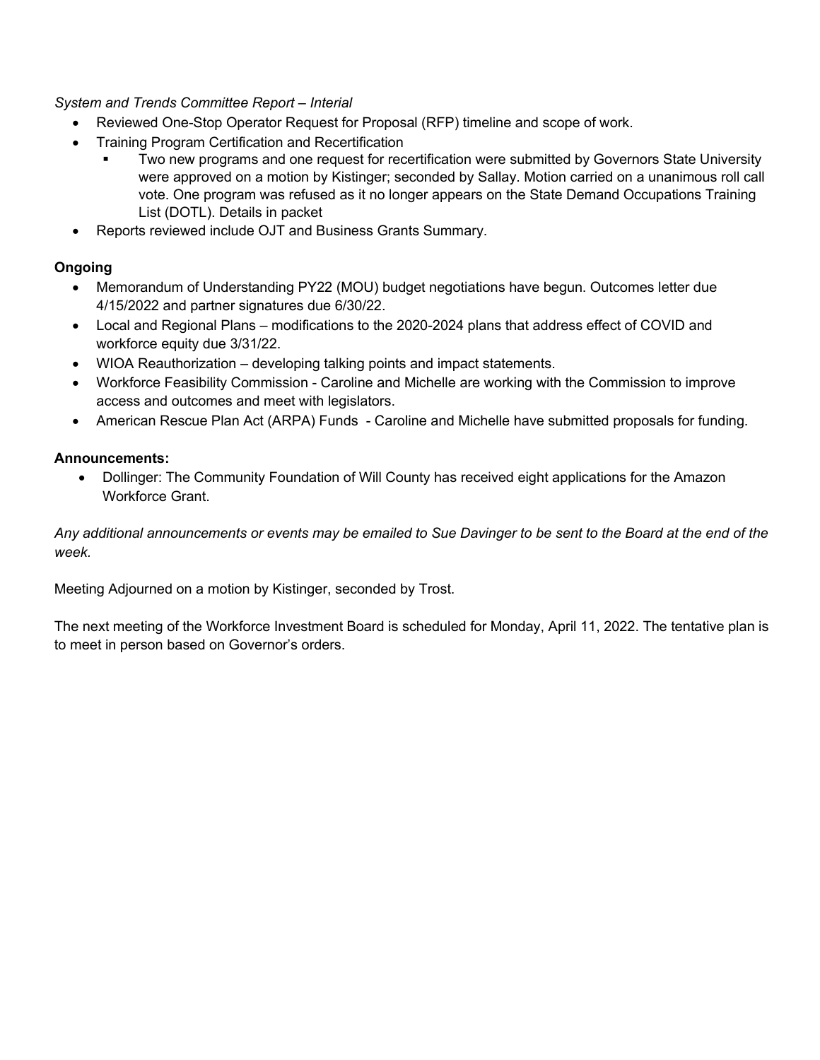*System and Trends Committee Report – Interial*

- Reviewed One-Stop Operator Request for Proposal (RFP) timeline and scope of work.
- Training Program Certification and Recertification
  - Two new programs and one request for recertification were submitted by Governors State University were approved on a motion by Kistinger; seconded by Sallay. Motion carried on a unanimous roll call vote. One program was refused as it no longer appears on the State Demand Occupations Training List (DOTL). Details in packet
- Reports reviewed include OJT and Business Grants Summary.

**Ongoing**

- Memorandum of Understanding PY22 (MOU) budget negotiations have begun. Outcomes letter due 4/15/2022 and partner signatures due 6/30/22.
- Local and Regional Plans – modifications to the 2020-2024 plans that address effect of COVID and workforce equity due 3/31/22.
- WIOA Reauthorization – developing talking points and impact statements.
- Workforce Feasibility Commission - Caroline and Michelle are working with the Commission to improve access and outcomes and meet with legislators.
- American Rescue Plan Act (ARPA) Funds - Caroline and Michelle have submitted proposals for funding.

**Announcements:**

- Dollinger: The Community Foundation of Will County has received eight applications for the Amazon Workforce Grant.

*Any additional announcements or events may be emailed to Sue Davinger to be sent to the Board at the end of the week.*

Meeting Adjourned on a motion by Kistinger, seconded by Trost.

The next meeting of the Workforce Investment Board is scheduled for Monday, April 11, 2022. The tentative plan is to meet in person based on Governor's orders.